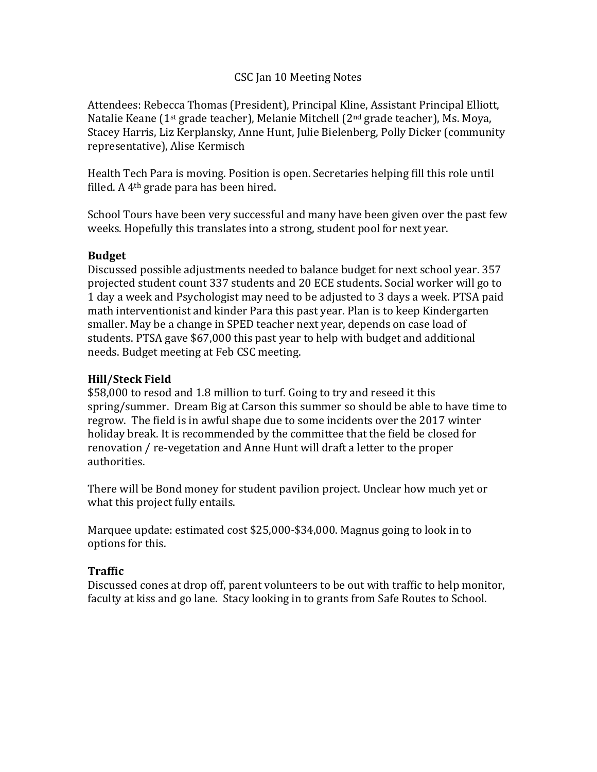CSC Jan 10 Meeting Notes

Attendees: Rebecca Thomas (President), Principal Kline, Assistant Principal Elliott, Natalie Keane (1st grade teacher), Melanie Mitchell (2nd grade teacher), Ms. Moya, Stacey Harris, Liz Kerplansky, Anne Hunt, Julie Bielenberg, Polly Dicker (community representative), Alise Kermisch

Health Tech Para is moving. Position is open. Secretaries helping fill this role until filled. A 4th grade para has been hired.

School Tours have been very successful and many have been given over the past few weeks. Hopefully this translates into a strong, student pool for next year.

**Budget**
Discussed possible adjustments needed to balance budget for next school year. 357 projected student count 337 students and 20 ECE students. Social worker will go to 1 day a week and Psychologist may need to be adjusted to 3 days a week. PTSA paid math interventionist and kinder Para this past year. Plan is to keep Kindergarten smaller. May be a change in SPED teacher next year, depends on case load of students. PTSA gave $67,000 this past year to help with budget and additional needs. Budget meeting at Feb CSC meeting.

**Hill/Steck Field**
$58,000 to resod and 1.8 million to turf. Going to try and reseed it this spring/summer. Dream Big at Carson this summer so should be able to have time to regrow. The field is in awful shape due to some incidents over the 2017 winter holiday break. It is recommended by the committee that the field be closed for renovation / re-vegetation and Anne Hunt will draft a letter to the proper authorities.

There will be Bond money for student pavilion project. Unclear how much yet or what this project fully entails.

Marquee update: estimated cost $25,000-$34,000. Magnus going to look in to options for this.

**Traffic**
Discussed cones at drop off, parent volunteers to be out with traffic to help monitor, faculty at kiss and go lane. Stacy looking in to grants from Safe Routes to School.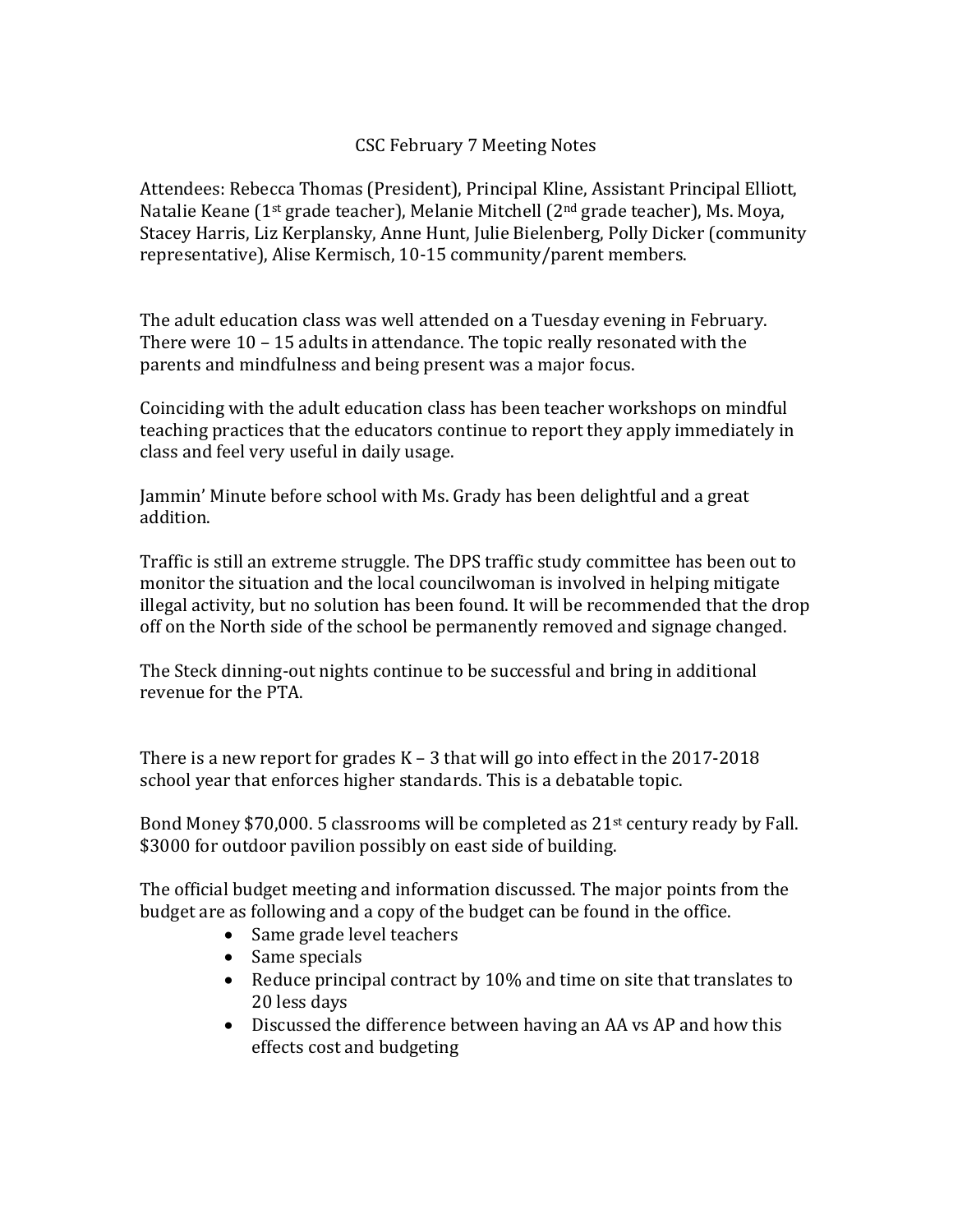CSC February 7 Meeting Notes

Attendees: Rebecca Thomas (President), Principal Kline, Assistant Principal Elliott, Natalie Keane (1st grade teacher), Melanie Mitchell (2nd grade teacher), Ms. Moya, Stacey Harris, Liz Kerplansky, Anne Hunt, Julie Bielenberg, Polly Dicker (community representative), Alise Kermisch, 10-15 community/parent members.

The adult education class was well attended on a Tuesday evening in February. There were 10 – 15 adults in attendance. The topic really resonated with the parents and mindfulness and being present was a major focus.

Coinciding with the adult education class has been teacher workshops on mindful teaching practices that the educators continue to report they apply immediately in class and feel very useful in daily usage.

Jammin' Minute before school with Ms. Grady has been delightful and a great addition.

Traffic is still an extreme struggle. The DPS traffic study committee has been out to monitor the situation and the local councilwoman is involved in helping mitigate illegal activity, but no solution has been found. It will be recommended that the drop off on the North side of the school be permanently removed and signage changed.

The Steck dinning-out nights continue to be successful and bring in additional revenue for the PTA.

There is a new report for grades K – 3 that will go into effect in the 2017-2018 school year that enforces higher standards. This is a debatable topic.

Bond Money $70,000. 5 classrooms will be completed as 21st century ready by Fall. $3000 for outdoor pavilion possibly on east side of building.

The official budget meeting and information discussed. The major points from the budget are as following and a copy of the budget can be found in the office.

- Same grade level teachers
- Same specials
- Reduce principal contract by 10% and time on site that translates to 20 less days
- Discussed the difference between having an AA vs AP and how this effects cost and budgeting